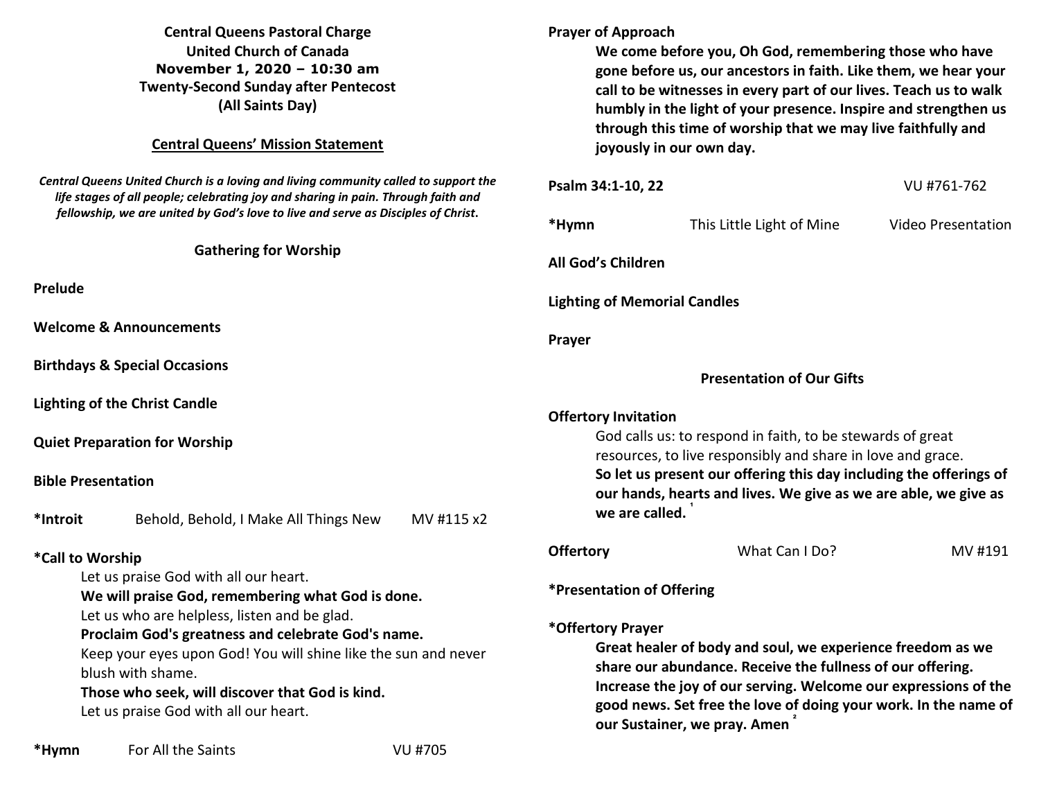**Central Queens Pastoral Charge**
**United Church of Canada**
**November 1, 2020 – 10:30 am**
**Twenty-Second Sunday after Pentecost**
**(All Saints Day)**

**Central Queens' Mission Statement**

***Central Queens United Church is a loving and living community called to support the life stages of all people; celebrating joy and sharing in pain. Through faith and fellowship, we are united by God's love to live and serve as Disciples of Christ.***

## Gathering for Worship

**Prelude**

**Welcome & Announcements**

**Birthdays & Special Occasions**

**Lighting of the Christ Candle**

**Quiet Preparation for Worship**

**Bible Presentation**

**\*Introit** Behold, Behold, I Make All Things New MV #115 x2

**\*Call to Worship**

Let us praise God with all our heart.
**We will praise God, remembering what God is done.**
Let us who are helpless, listen and be glad.
**Proclaim God's greatness and celebrate God's name.**
Keep your eyes upon God! You will shine like the sun and never blush with shame.
**Those who seek, will discover that God is kind.**
Let us praise God with all our heart.

**\*Hymn** For All the Saints VU #705

**Prayer of Approach**

**We come before you, Oh God, remembering those who have gone before us, our ancestors in faith. Like them, we hear your call to be witnesses in every part of our lives. Teach us to walk humbly in the light of your presence. Inspire and strengthen us through this time of worship that we may live faithfully and joyously in our own day.**

**Psalm 34:1-10, 22** VU #761-762

**\*Hymn** This Little Light of Mine Video Presentation

**All God's Children**

**Lighting of Memorial Candles**

**Prayer**

## Presentation of Our Gifts

**Offertory Invitation**

God calls us: to respond in faith, to be stewards of great resources, to live responsibly and share in love and grace.
**So let us present our offering this day including the offerings of our hands, hearts and lives. We give as we are able, we give as we are called.** [1]

**Offertory** What Can I Do? MV #191

**\*Presentation of Offering**

**\*Offertory Prayer**

**Great healer of body and soul, we experience freedom as we share our abundance. Receive the fullness of our offering. Increase the joy of our serving. Welcome our expressions of the good news. Set free the love of doing your work. In the name of our Sustainer, we pray. Amen** [2]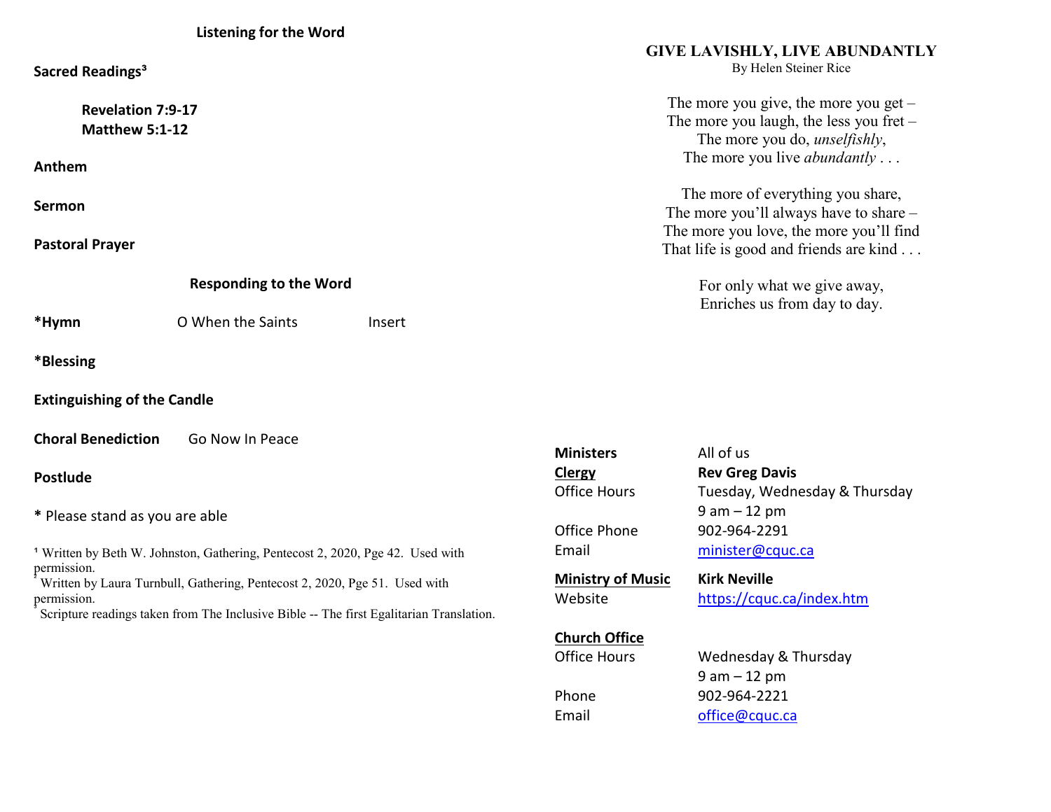### Listening for the Word

**Sacred Readings**[3]

**Revelation 7:9-17**
**Matthew 5:1-12**

**Anthem**

**Sermon**

**Pastoral Prayer**

### Responding to the Word

**\*Hymn** O When the Saints Insert

**\*Blessing**

**Extinguishing of the Candle**

**Choral Benediction** Go Now In Peace

**Postlude**

**\*** Please stand as you are able

[1] Written by Beth W. Johnston, Gathering, Pentecost 2, 2020, Pge 42. Used with permission.
[2] Written by Laura Turnbull, Gathering, Pentecost 2, 2020, Pge 51. Used with permission.
[3] Scripture readings taken from The Inclusive Bible -- The first Egalitarian Translation.

## GIVE LAVISHLY, LIVE ABUNDANTLY

By Helen Steiner Rice

The more you give, the more you get –
The more you laugh, the less you fret –
The more you do, *unselfishly*,
The more you live *abundantly* . . .

The more of everything you share,
The more you'll always have to share –
The more you love, the more you'll find
That life is good and friends are kind . . .

For only what we give away,
Enriches us from day to day.

**Ministers** All of us
**Clergy** **Rev Greg Davis**
Office Hours Tuesday, Wednesday & Thursday
9 am – 12 pm
Office Phone 902-964-2291
Email minister@cquc.ca

**Ministry of Music** **Kirk Neville**
Website https://cquc.ca/index.htm

**Church Office**
Office Hours Wednesday & Thursday
9 am – 12 pm
Phone 902-964-2221
Email office@cquc.ca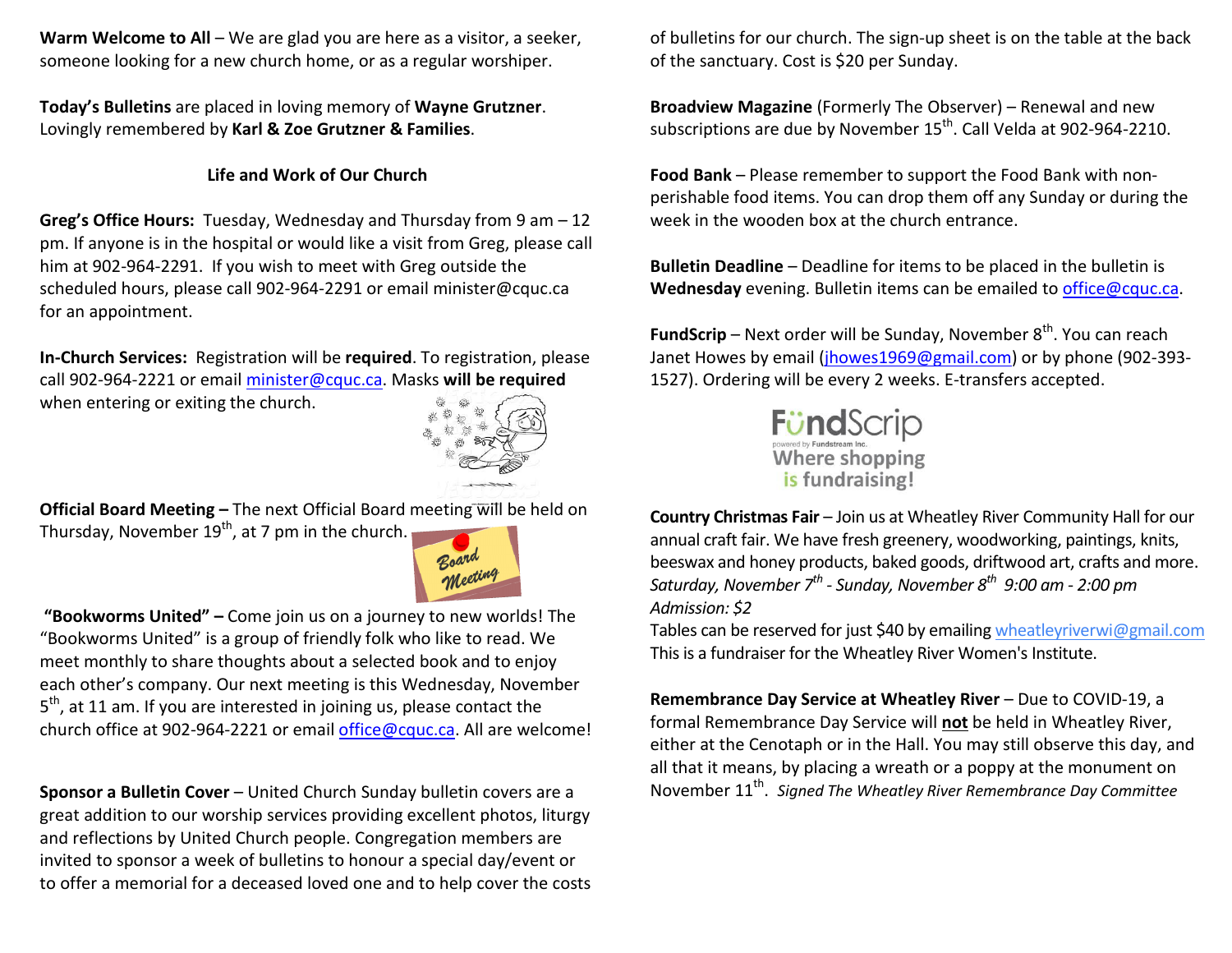**Warm Welcome to All** – We are glad you are here as a visitor, a seeker, someone looking for a new church home, or as a regular worshiper.

**Today's Bulletins** are placed in loving memory of **Wayne Grutzner**. Lovingly remembered by **Karl & Zoe Grutzner & Families**.

## Life and Work of Our Church

**Greg's Office Hours:** Tuesday, Wednesday and Thursday from 9 am – 12 pm. If anyone is in the hospital or would like a visit from Greg, please call him at 902-964-2291. If you wish to meet with Greg outside the scheduled hours, please call 902-964-2291 or email minister@cquc.ca for an appointment.

**In-Church Services:** Registration will be **required**. To registration, please call 902-964-2221 or email minister@cquc.ca. Masks **will be required** when entering or exiting the church.

**Official Board Meeting –** The next Official Board meeting will be held on Thursday, November 19th, at 7 pm in the church.

**"Bookworms United" –** Come join us on a journey to new worlds! The "Bookworms United" is a group of friendly folk who like to read. We meet monthly to share thoughts about a selected book and to enjoy each other's company. Our next meeting is this Wednesday, November 5th, at 11 am. If you are interested in joining us, please contact the church office at 902-964-2221 or email office@cquc.ca. All are welcome!

**Sponsor a Bulletin Cover** – United Church Sunday bulletin covers are a great addition to our worship services providing excellent photos, liturgy and reflections by United Church people. Congregation members are invited to sponsor a week of bulletins to honour a special day/event or to offer a memorial for a deceased loved one and to help cover the costs of bulletins for our church. The sign-up sheet is on the table at the back of the sanctuary. Cost is $20 per Sunday.

**Broadview Magazine** (Formerly The Observer) – Renewal and new subscriptions are due by November 15th. Call Velda at 902-964-2210.

**Food Bank** – Please remember to support the Food Bank with non-perishable food items. You can drop them off any Sunday or during the week in the wooden box at the church entrance.

**Bulletin Deadline** – Deadline for items to be placed in the bulletin is **Wednesday** evening. Bulletin items can be emailed to office@cquc.ca.

**FundScrip** – Next order will be Sunday, November 8th. You can reach Janet Howes by email (jhowes1969@gmail.com) or by phone (902-393-1527). Ordering will be every 2 weeks. E-transfers accepted.

**Country Christmas Fair** – Join us at Wheatley River Community Hall for our annual craft fair. We have fresh greenery, woodworking, paintings, knits, beeswax and honey products, baked goods, driftwood art, crafts and more.
*Saturday, November 7th - Sunday, November 8th 9:00 am - 2:00 pm*
*Admission: $2*
Tables can be reserved for just $40 by emailing wheatleyriverwi@gmail.com
This is a fundraiser for the Wheatley River Women's Institute.

**Remembrance Day Service at Wheatley River** – Due to COVID-19, a formal Remembrance Day Service will **not** be held in Wheatley River, either at the Cenotaph or in the Hall. You may still observe this day, and all that it means, by placing a wreath or a poppy at the monument on November 11th. *Signed The Wheatley River Remembrance Day Committee*